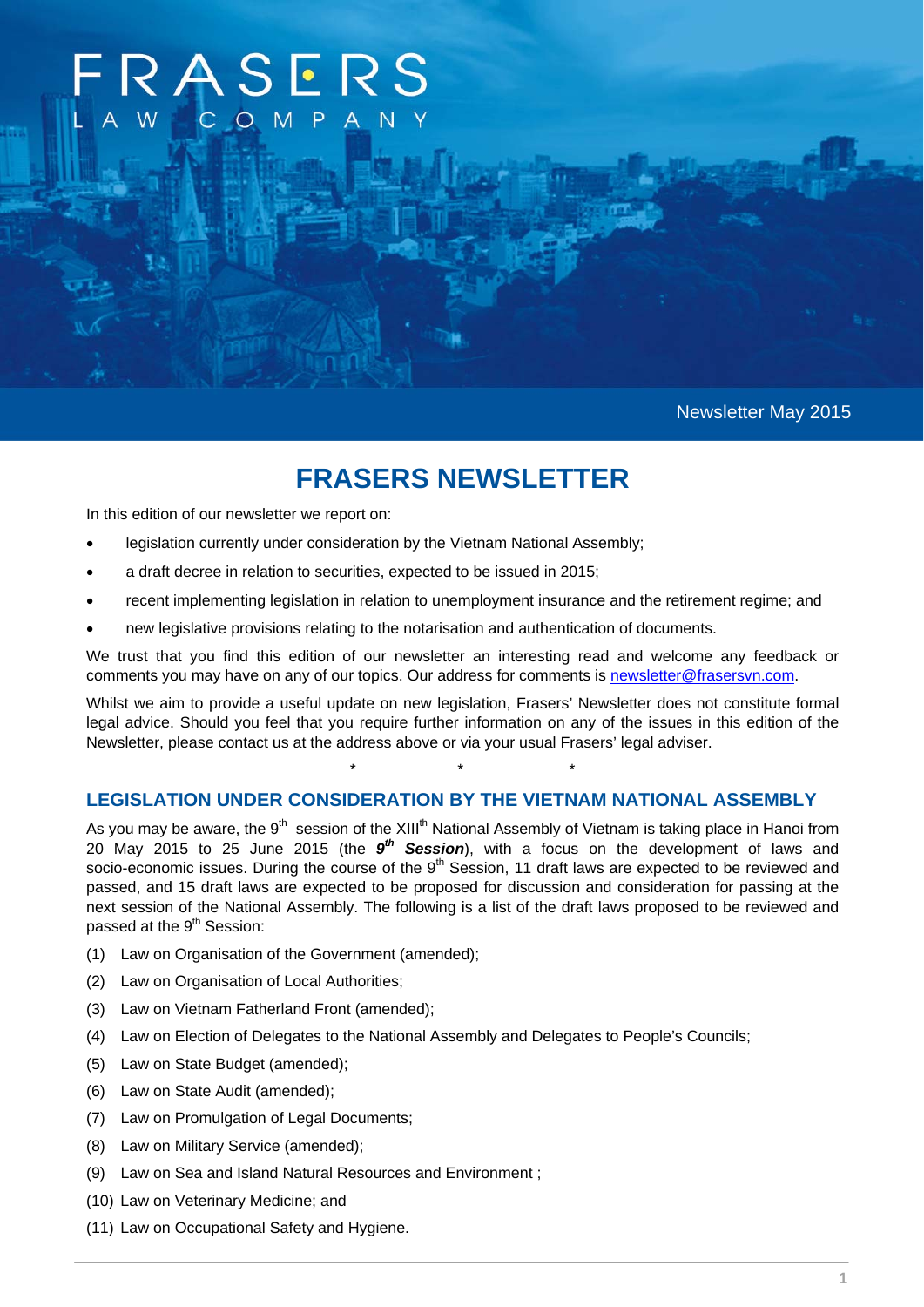FRASERS
LAW COMPANY

Newsletter May 2015

# FRASERS NEWSLETTER

In this edition of our newsletter we report on:

- legislation currently under consideration by the Vietnam National Assembly;
- a draft decree in relation to securities, expected to be issued in 2015;
- recent implementing legislation in relation to unemployment insurance and the retirement regime; and
- new legislative provisions relating to the notarisation and authentication of documents.

We trust that you find this edition of our newsletter an interesting read and welcome any feedback or comments you may have on any of our topics. Our address for comments is [newsletter@frasersvn.com](mailto:newsletter@frasersvn.com).

Whilst we aim to provide a useful update on new legislation, Frasers' Newsletter does not constitute formal legal advice. Should you feel that you require further information on any of the issues in this edition of the Newsletter, please contact us at the address above or via your usual Frasers' legal adviser.

\* \* \*

## LEGISLATION UNDER CONSIDERATION BY THE VIETNAM NATIONAL ASSEMBLY

As you may be aware, the 9th session of the XIIIth National Assembly of Vietnam is taking place in Hanoi from 20 May 2015 to 25 June 2015 (the ***9th Session***), with a focus on the development of laws and socio-economic issues. During the course of the 9th Session, 11 draft laws are expected to be reviewed and passed, and 15 draft laws are expected to be proposed for discussion and consideration for passing at the next session of the National Assembly. The following is a list of the draft laws proposed to be reviewed and passed at the 9th Session:

(1) Law on Organisation of the Government (amended);

(2) Law on Organisation of Local Authorities;

(3) Law on Vietnam Fatherland Front (amended);

(4) Law on Election of Delegates to the National Assembly and Delegates to People's Councils;

(5) Law on State Budget (amended);

(6) Law on State Audit (amended);

(7) Law on Promulgation of Legal Documents;

(8) Law on Military Service (amended);

(9) Law on Sea and Island Natural Resources and Environment ;

(10) Law on Veterinary Medicine; and

(11) Law on Occupational Safety and Hygiene.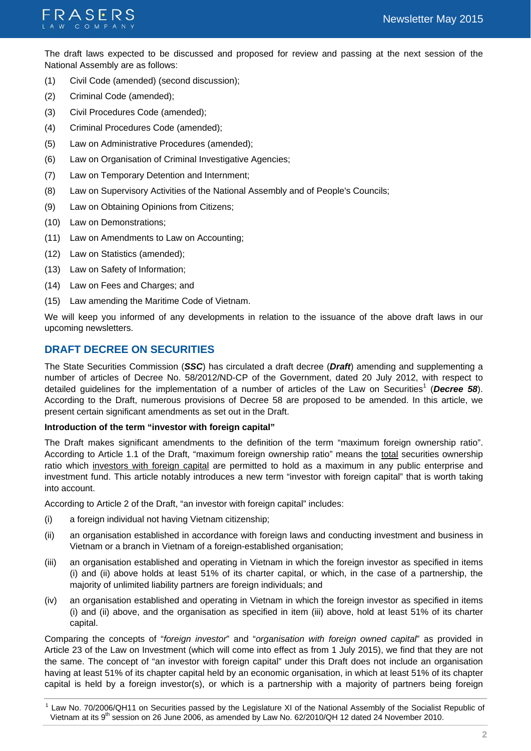The draft laws expected to be discussed and proposed for review and passing at the next session of the National Assembly are as follows:

(1) Civil Code (amended) (second discussion);

(2) Criminal Code (amended);

(3) Civil Procedures Code (amended);

(4) Criminal Procedures Code (amended);

(5) Law on Administrative Procedures (amended);

(6) Law on Organisation of Criminal Investigative Agencies;

(7) Law on Temporary Detention and Internment;

(8) Law on Supervisory Activities of the National Assembly and of People's Councils;

(9) Law on Obtaining Opinions from Citizens;

(10) Law on Demonstrations;

(11) Law on Amendments to Law on Accounting;

(12) Law on Statistics (amended);

(13) Law on Safety of Information;

(14) Law on Fees and Charges; and

(15) Law amending the Maritime Code of Vietnam.

We will keep you informed of any developments in relation to the issuance of the above draft laws in our upcoming newsletters.

## DRAFT DECREE ON SECURITIES

The State Securities Commission (***SSC***) has circulated a draft decree (***Draft***) amending and supplementing a number of articles of Decree No. 58/2012/ND-CP of the Government, dated 20 July 2012, with respect to detailed guidelines for the implementation of a number of articles of the Law on Securities[1] (***Decree 58***). According to the Draft, numerous provisions of Decree 58 are proposed to be amended. In this article, we present certain significant amendments as set out in the Draft.

**Introduction of the term "investor with foreign capital"**

The Draft makes significant amendments to the definition of the term "maximum foreign ownership ratio". According to Article 1.1 of the Draft, "maximum foreign ownership ratio" means the total securities ownership ratio which investors with foreign capital are permitted to hold as a maximum in any public enterprise and investment fund. This article notably introduces a new term "investor with foreign capital" that is worth taking into account.

According to Article 2 of the Draft, "an investor with foreign capital" includes:

(i) a foreign individual not having Vietnam citizenship;

(ii) an organisation established in accordance with foreign laws and conducting investment and business in Vietnam or a branch in Vietnam of a foreign-established organisation;

(iii) an organisation established and operating in Vietnam in which the foreign investor as specified in items (i) and (ii) above holds at least 51% of its charter capital, or which, in the case of a partnership, the majority of unlimited liability partners are foreign individuals; and

(iv) an organisation established and operating in Vietnam in which the foreign investor as specified in items (i) and (ii) above, and the organisation as specified in item (iii) above, hold at least 51% of its charter capital.

Comparing the concepts of "*foreign investor*" and "*organisation with foreign owned capital*" as provided in Article 23 of the Law on Investment (which will come into effect as from 1 July 2015), we find that they are not the same. The concept of "an investor with foreign capital" under this Draft does not include an organisation having at least 51% of its chapter capital held by an economic organisation, in which at least 51% of its chapter capital is held by a foreign investor(s), or which is a partnership with a majority of partners being foreign

---

[1] Law No. 70/2006/QH11 on Securities passed by the Legislature XI of the National Assembly of the Socialist Republic of Vietnam at its 9th session on 26 June 2006, as amended by Law No. 62/2010/QH 12 dated 24 November 2010.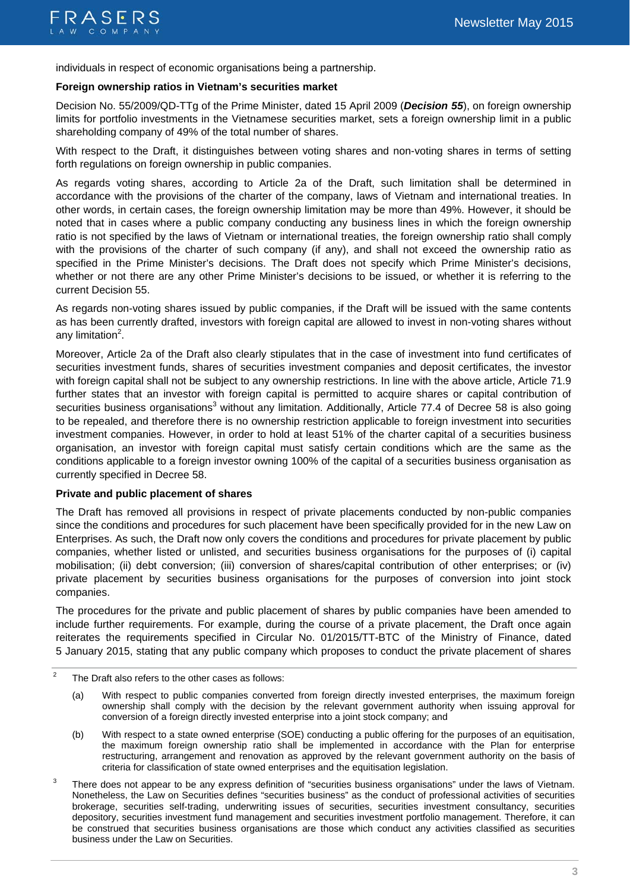individuals in respect of economic organisations being a partnership.

**Foreign ownership ratios in Vietnam's securities market**

Decision No. 55/2009/QD-TTg of the Prime Minister, dated 15 April 2009 (***Decision 55***), on foreign ownership limits for portfolio investments in the Vietnamese securities market, sets a foreign ownership limit in a public shareholding company of 49% of the total number of shares.

With respect to the Draft, it distinguishes between voting shares and non-voting shares in terms of setting forth regulations on foreign ownership in public companies.

As regards voting shares, according to Article 2a of the Draft, such limitation shall be determined in accordance with the provisions of the charter of the company, laws of Vietnam and international treaties. In other words, in certain cases, the foreign ownership limitation may be more than 49%. However, it should be noted that in cases where a public company conducting any business lines in which the foreign ownership ratio is not specified by the laws of Vietnam or international treaties, the foreign ownership ratio shall comply with the provisions of the charter of such company (if any), and shall not exceed the ownership ratio as specified in the Prime Minister's decisions. The Draft does not specify which Prime Minister's decisions, whether or not there are any other Prime Minister's decisions to be issued, or whether it is referring to the current Decision 55.

As regards non-voting shares issued by public companies, if the Draft will be issued with the same contents as has been currently drafted, investors with foreign capital are allowed to invest in non-voting shares without any limitation[2].

Moreover, Article 2a of the Draft also clearly stipulates that in the case of investment into fund certificates of securities investment funds, shares of securities investment companies and deposit certificates, the investor with foreign capital shall not be subject to any ownership restrictions. In line with the above article, Article 71.9 further states that an investor with foreign capital is permitted to acquire shares or capital contribution of securities business organisations[3] without any limitation. Additionally, Article 77.4 of Decree 58 is also going to be repealed, and therefore there is no ownership restriction applicable to foreign investment into securities investment companies. However, in order to hold at least 51% of the charter capital of a securities business organisation, an investor with foreign capital must satisfy certain conditions which are the same as the conditions applicable to a foreign investor owning 100% of the capital of a securities business organisation as currently specified in Decree 58.

**Private and public placement of shares**

The Draft has removed all provisions in respect of private placements conducted by non-public companies since the conditions and procedures for such placement have been specifically provided for in the new Law on Enterprises. As such, the Draft now only covers the conditions and procedures for private placement by public companies, whether listed or unlisted, and securities business organisations for the purposes of (i) capital mobilisation; (ii) debt conversion; (iii) conversion of shares/capital contribution of other enterprises; or (iv) private placement by securities business organisations for the purposes of conversion into joint stock companies.

The procedures for the private and public placement of shares by public companies have been amended to include further requirements. For example, during the course of a private placement, the Draft once again reiterates the requirements specified in Circular No. 01/2015/TT-BTC of the Ministry of Finance, dated 5 January 2015, stating that any public company which proposes to conduct the private placement of shares

---

[2] The Draft also refers to the other cases as follows:

(a) With respect to public companies converted from foreign directly invested enterprises, the maximum foreign ownership shall comply with the decision by the relevant government authority when issuing approval for conversion of a foreign directly invested enterprise into a joint stock company; and

(b) With respect to a state owned enterprise (SOE) conducting a public offering for the purposes of an equitisation, the maximum foreign ownership ratio shall be implemented in accordance with the Plan for enterprise restructuring, arrangement and renovation as approved by the relevant government authority on the basis of criteria for classification of state owned enterprises and the equitisation legislation.

[3] There does not appear to be any express definition of "securities business organisations" under the laws of Vietnam. Nonetheless, the Law on Securities defines "securities business" as the conduct of professional activities of securities brokerage, securities self-trading, underwriting issues of securities, securities investment consultancy, securities depository, securities investment fund management and securities investment portfolio management. Therefore, it can be construed that securities business organisations are those which conduct any activities classified as securities business under the Law on Securities.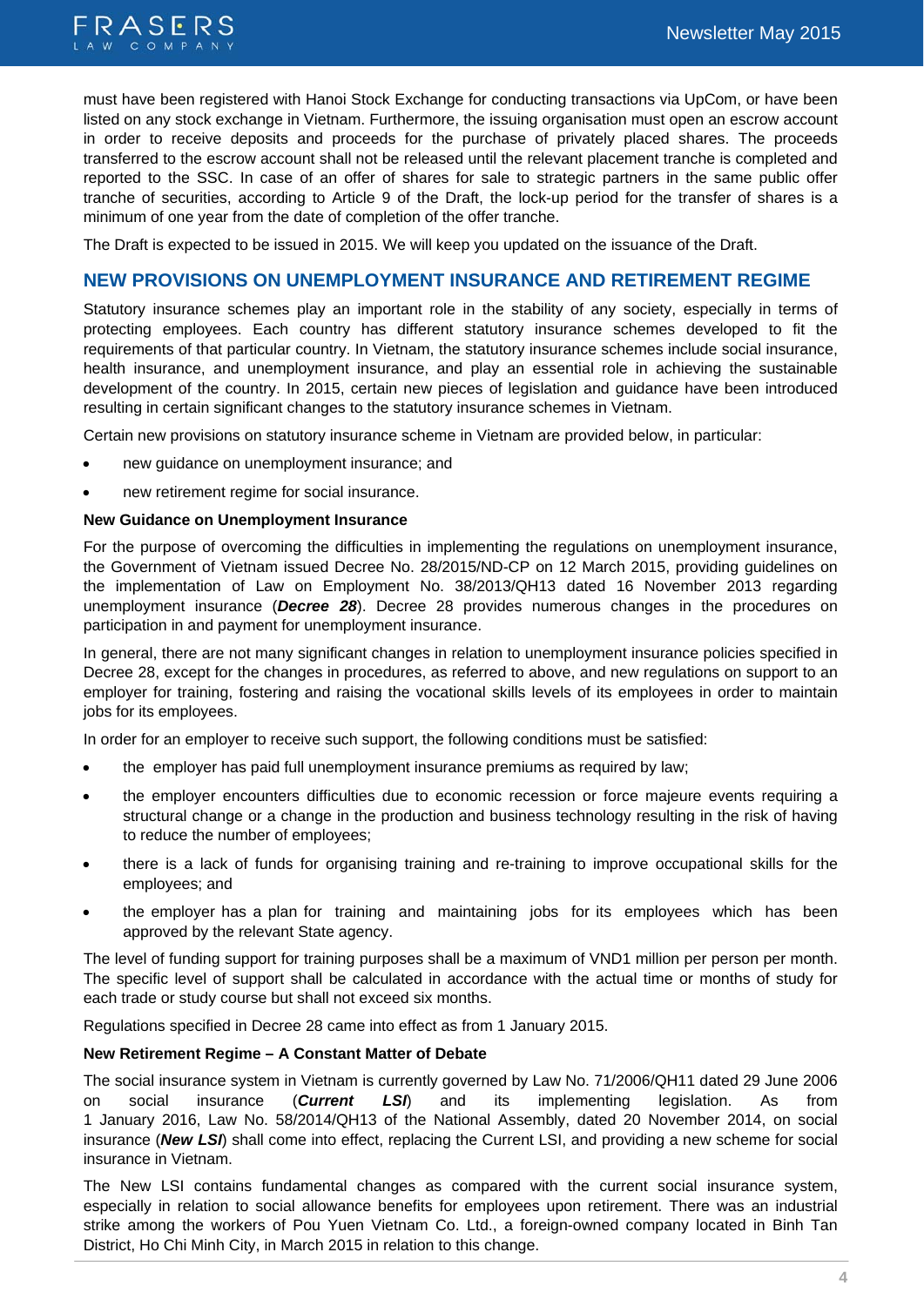must have been registered with Hanoi Stock Exchange for conducting transactions via UpCom, or have been listed on any stock exchange in Vietnam. Furthermore, the issuing organisation must open an escrow account in order to receive deposits and proceeds for the purchase of privately placed shares. The proceeds transferred to the escrow account shall not be released until the relevant placement tranche is completed and reported to the SSC. In case of an offer of shares for sale to strategic partners in the same public offer tranche of securities, according to Article 9 of the Draft, the lock-up period for the transfer of shares is a minimum of one year from the date of completion of the offer tranche.

The Draft is expected to be issued in 2015. We will keep you updated on the issuance of the Draft.

## NEW PROVISIONS ON UNEMPLOYMENT INSURANCE AND RETIREMENT REGIME

Statutory insurance schemes play an important role in the stability of any society, especially in terms of protecting employees. Each country has different statutory insurance schemes developed to fit the requirements of that particular country. In Vietnam, the statutory insurance schemes include social insurance, health insurance, and unemployment insurance, and play an essential role in achieving the sustainable development of the country. In 2015, certain new pieces of legislation and guidance have been introduced resulting in certain significant changes to the statutory insurance schemes in Vietnam.

Certain new provisions on statutory insurance scheme in Vietnam are provided below, in particular:

- new guidance on unemployment insurance; and
- new retirement regime for social insurance.

**New Guidance on Unemployment Insurance**

For the purpose of overcoming the difficulties in implementing the regulations on unemployment insurance, the Government of Vietnam issued Decree No. 28/2015/ND-CP on 12 March 2015, providing guidelines on the implementation of Law on Employment No. 38/2013/QH13 dated 16 November 2013 regarding unemployment insurance (***Decree 28***). Decree 28 provides numerous changes in the procedures on participation in and payment for unemployment insurance.

In general, there are not many significant changes in relation to unemployment insurance policies specified in Decree 28, except for the changes in procedures, as referred to above, and new regulations on support to an employer for training, fostering and raising the vocational skills levels of its employees in order to maintain jobs for its employees.

In order for an employer to receive such support, the following conditions must be satisfied:

- the employer has paid full unemployment insurance premiums as required by law;
- the employer encounters difficulties due to economic recession or force majeure events requiring a structural change or a change in the production and business technology resulting in the risk of having to reduce the number of employees;
- there is a lack of funds for organising training and re-training to improve occupational skills for the employees; and
- the employer has a plan for training and maintaining jobs for its employees which has been approved by the relevant State agency.

The level of funding support for training purposes shall be a maximum of VND1 million per person per month. The specific level of support shall be calculated in accordance with the actual time or months of study for each trade or study course but shall not exceed six months.

Regulations specified in Decree 28 came into effect as from 1 January 2015.

**New Retirement Regime – A Constant Matter of Debate**

The social insurance system in Vietnam is currently governed by Law No. 71/2006/QH11 dated 29 June 2006 on social insurance (***Current LSI***) and its implementing legislation. As from 1 January 2016, Law No. 58/2014/QH13 of the National Assembly, dated 20 November 2014, on social insurance (***New LSI***) shall come into effect, replacing the Current LSI, and providing a new scheme for social insurance in Vietnam.

The New LSI contains fundamental changes as compared with the current social insurance system, especially in relation to social allowance benefits for employees upon retirement. There was an industrial strike among the workers of Pou Yuen Vietnam Co. Ltd., a foreign-owned company located in Binh Tan District, Ho Chi Minh City, in March 2015 in relation to this change.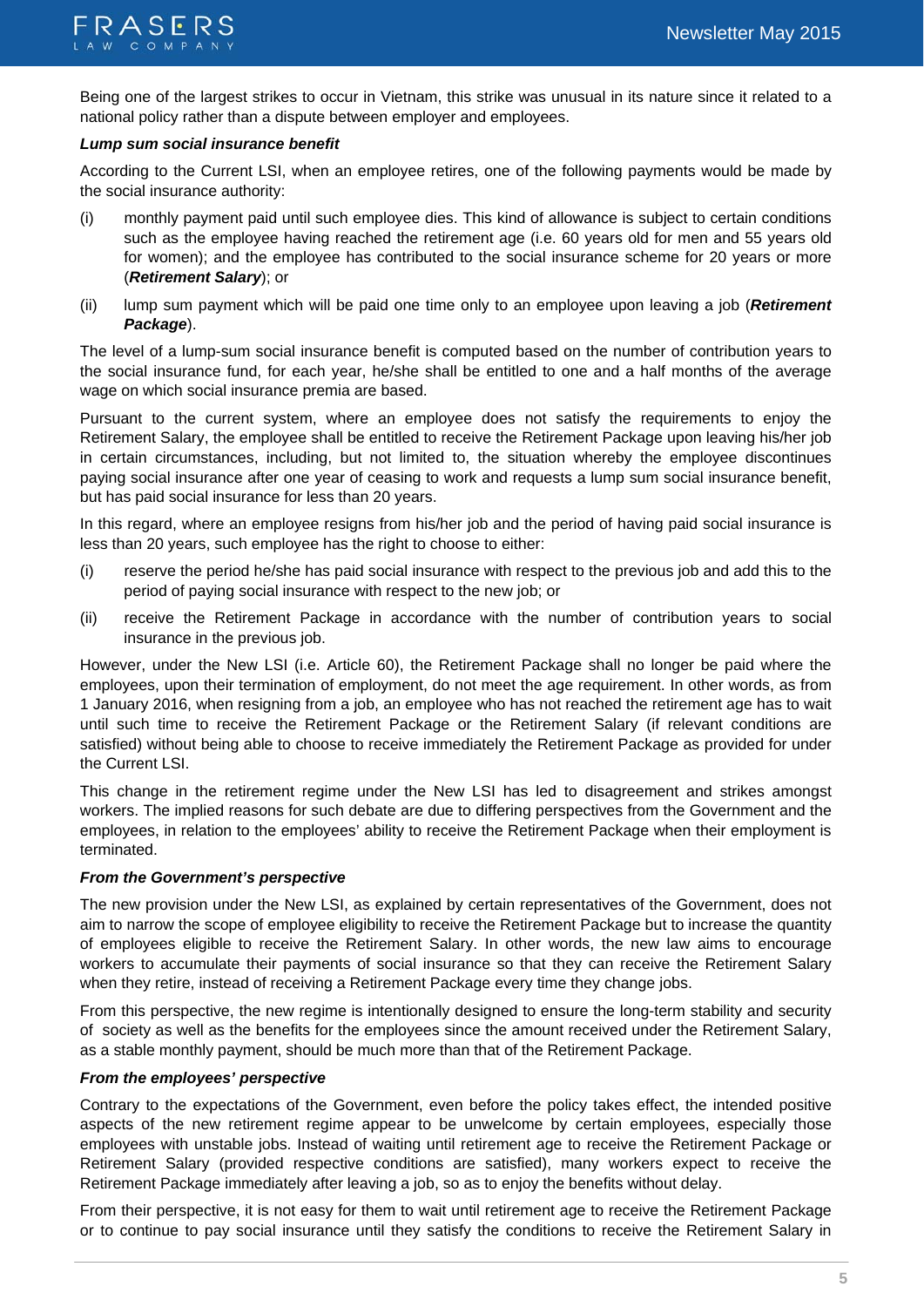Being one of the largest strikes to occur in Vietnam, this strike was unusual in its nature since it related to a national policy rather than a dispute between employer and employees.

***Lump sum social insurance benefit***

According to the Current LSI, when an employee retires, one of the following payments would be made by the social insurance authority:

(i) monthly payment paid until such employee dies. This kind of allowance is subject to certain conditions such as the employee having reached the retirement age (i.e. 60 years old for men and 55 years old for women); and the employee has contributed to the social insurance scheme for 20 years or more (***Retirement Salary***); or

(ii) lump sum payment which will be paid one time only to an employee upon leaving a job (***Retirement Package***).

The level of a lump-sum social insurance benefit is computed based on the number of contribution years to the social insurance fund, for each year, he/she shall be entitled to one and a half months of the average wage on which social insurance premia are based.

Pursuant to the current system, where an employee does not satisfy the requirements to enjoy the Retirement Salary, the employee shall be entitled to receive the Retirement Package upon leaving his/her job in certain circumstances, including, but not limited to, the situation whereby the employee discontinues paying social insurance after one year of ceasing to work and requests a lump sum social insurance benefit, but has paid social insurance for less than 20 years.

In this regard, where an employee resigns from his/her job and the period of having paid social insurance is less than 20 years, such employee has the right to choose to either:

(i) reserve the period he/she has paid social insurance with respect to the previous job and add this to the period of paying social insurance with respect to the new job; or

(ii) receive the Retirement Package in accordance with the number of contribution years to social insurance in the previous job.

However, under the New LSI (i.e. Article 60), the Retirement Package shall no longer be paid where the employees, upon their termination of employment, do not meet the age requirement. In other words, as from 1 January 2016, when resigning from a job, an employee who has not reached the retirement age has to wait until such time to receive the Retirement Package or the Retirement Salary (if relevant conditions are satisfied) without being able to choose to receive immediately the Retirement Package as provided for under the Current LSI.

This change in the retirement regime under the New LSI has led to disagreement and strikes amongst workers. The implied reasons for such debate are due to differing perspectives from the Government and the employees, in relation to the employees' ability to receive the Retirement Package when their employment is terminated.

***From the Government's perspective***

The new provision under the New LSI, as explained by certain representatives of the Government, does not aim to narrow the scope of employee eligibility to receive the Retirement Package but to increase the quantity of employees eligible to receive the Retirement Salary. In other words, the new law aims to encourage workers to accumulate their payments of social insurance so that they can receive the Retirement Salary when they retire, instead of receiving a Retirement Package every time they change jobs.

From this perspective, the new regime is intentionally designed to ensure the long-term stability and security of society as well as the benefits for the employees since the amount received under the Retirement Salary, as a stable monthly payment, should be much more than that of the Retirement Package.

***From the employees' perspective***

Contrary to the expectations of the Government, even before the policy takes effect, the intended positive aspects of the new retirement regime appear to be unwelcome by certain employees, especially those employees with unstable jobs. Instead of waiting until retirement age to receive the Retirement Package or Retirement Salary (provided respective conditions are satisfied), many workers expect to receive the Retirement Package immediately after leaving a job, so as to enjoy the benefits without delay.

From their perspective, it is not easy for them to wait until retirement age to receive the Retirement Package or to continue to pay social insurance until they satisfy the conditions to receive the Retirement Salary in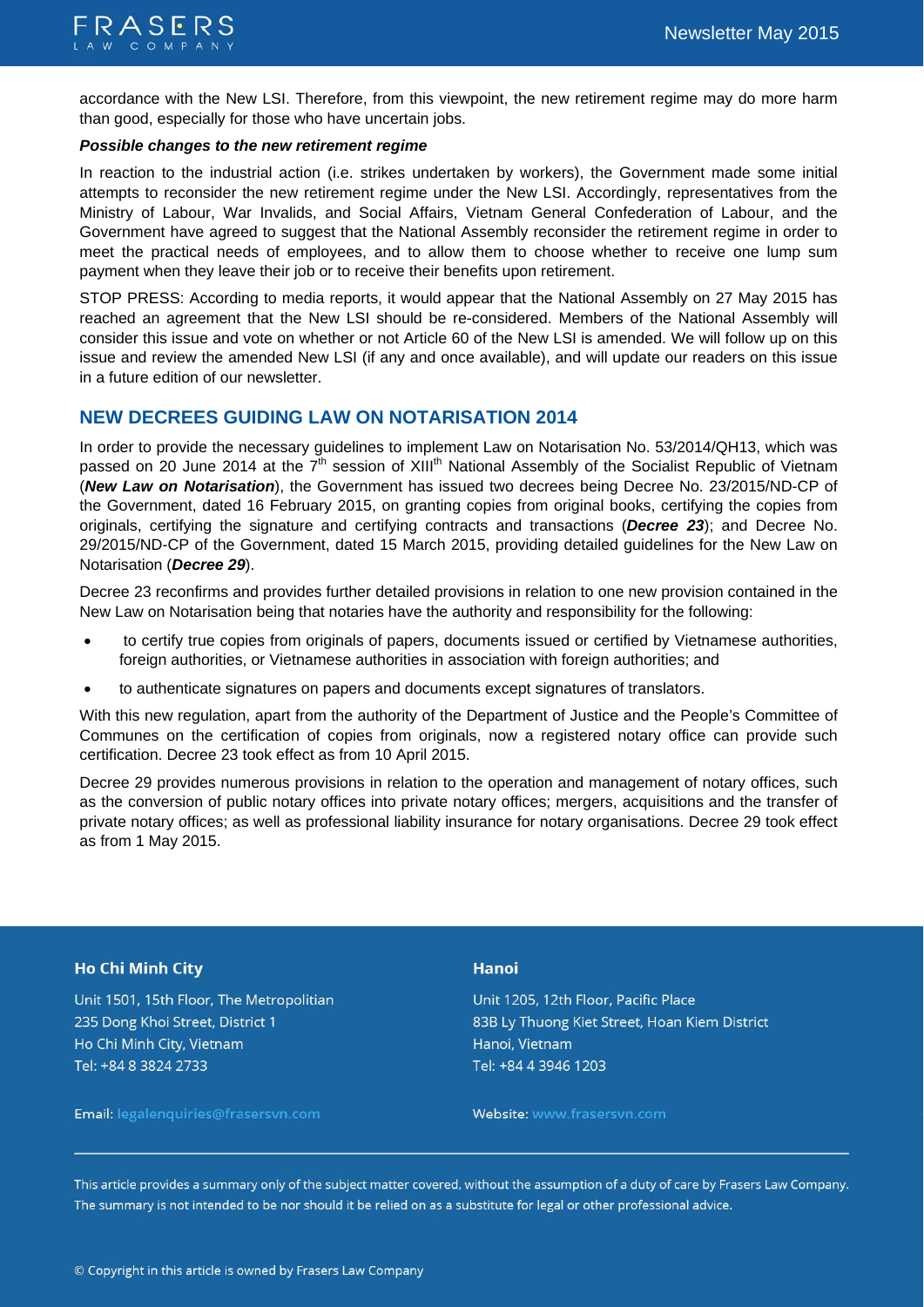accordance with the New LSI. Therefore, from this viewpoint, the new retirement regime may do more harm than good, especially for those who have uncertain jobs.

***Possible changes to the new retirement regime***

In reaction to the industrial action (i.e. strikes undertaken by workers), the Government made some initial attempts to reconsider the new retirement regime under the New LSI. Accordingly, representatives from the Ministry of Labour, War Invalids, and Social Affairs, Vietnam General Confederation of Labour, and the Government have agreed to suggest that the National Assembly reconsider the retirement regime in order to meet the practical needs of employees, and to allow them to choose whether to receive one lump sum payment when they leave their job or to receive their benefits upon retirement.

STOP PRESS: According to media reports, it would appear that the National Assembly on 27 May 2015 has reached an agreement that the New LSI should be re-considered. Members of the National Assembly will consider this issue and vote on whether or not Article 60 of the New LSI is amended. We will follow up on this issue and review the amended New LSI (if any and once available), and will update our readers on this issue in a future edition of our newsletter.

## NEW DECREES GUIDING LAW ON NOTARISATION 2014

In order to provide the necessary guidelines to implement Law on Notarisation No. 53/2014/QH13, which was passed on 20 June 2014 at the 7th session of XIIIth National Assembly of the Socialist Republic of Vietnam (***New Law on Notarisation***), the Government has issued two decrees being Decree No. 23/2015/ND-CP of the Government, dated 16 February 2015, on granting copies from original books, certifying the copies from originals, certifying the signature and certifying contracts and transactions (***Decree 23***); and Decree No. 29/2015/ND-CP of the Government, dated 15 March 2015, providing detailed guidelines for the New Law on Notarisation (***Decree 29***).

Decree 23 reconfirms and provides further detailed provisions in relation to one new provision contained in the New Law on Notarisation being that notaries have the authority and responsibility for the following:

- to certify true copies from originals of papers, documents issued or certified by Vietnamese authorities, foreign authorities, or Vietnamese authorities in association with foreign authorities; and
- to authenticate signatures on papers and documents except signatures of translators.

With this new regulation, apart from the authority of the Department of Justice and the People's Committee of Communes on the certification of copies from originals, now a registered notary office can provide such certification. Decree 23 took effect as from 10 April 2015.

Decree 29 provides numerous provisions in relation to the operation and management of notary offices, such as the conversion of public notary offices into private notary offices; mergers, acquisitions and the transfer of private notary offices; as well as professional liability insurance for notary organisations. Decree 29 took effect as from 1 May 2015.

**Ho Chi Minh City**

Unit 1501, 15th Floor, The Metropolitian
235 Dong Khoi Street, District 1
Ho Chi Minh City, Vietnam
Tel: +84 8 3824 2733

**Hanoi**

Unit 1205, 12th Floor, Pacific Place
83B Ly Thuong Kiet Street, Hoan Kiem District
Hanoi, Vietnam
Tel: +84 4 3946 1203

Email: legalenquiries@frasersvn.com

Website: www.frasersvn.com

This article provides a summary only of the subject matter covered, without the assumption of a duty of care by Frasers Law Company. The summary is not intended to be nor should it be relied on as a substitute for legal or other professional advice.

© Copyright in this article is owned by Frasers Law Company